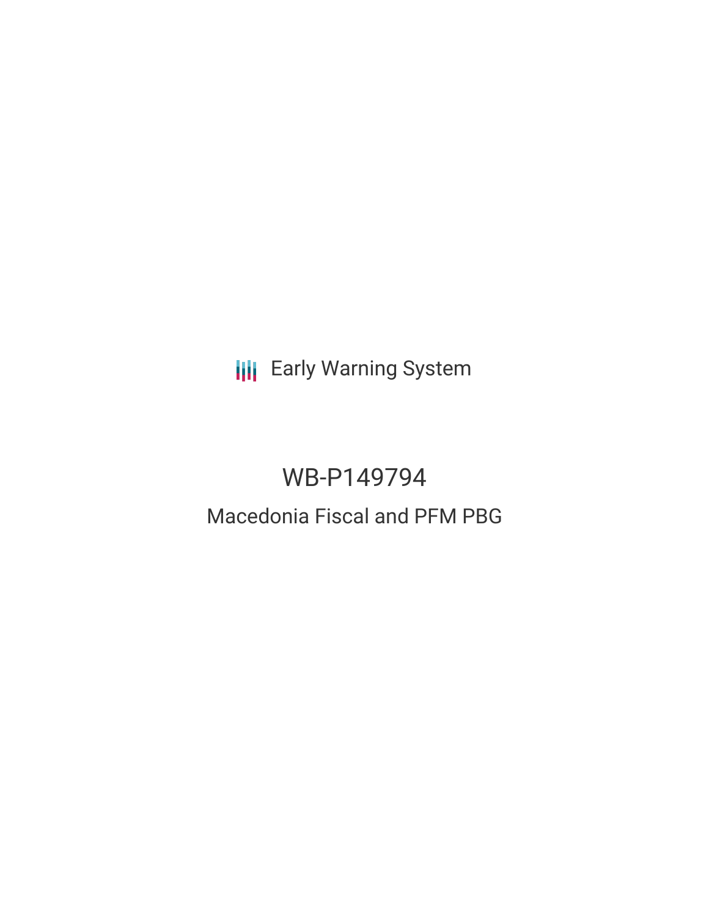Early Warning System

# WB-P149794

## Macedonia Fiscal and PFM PBG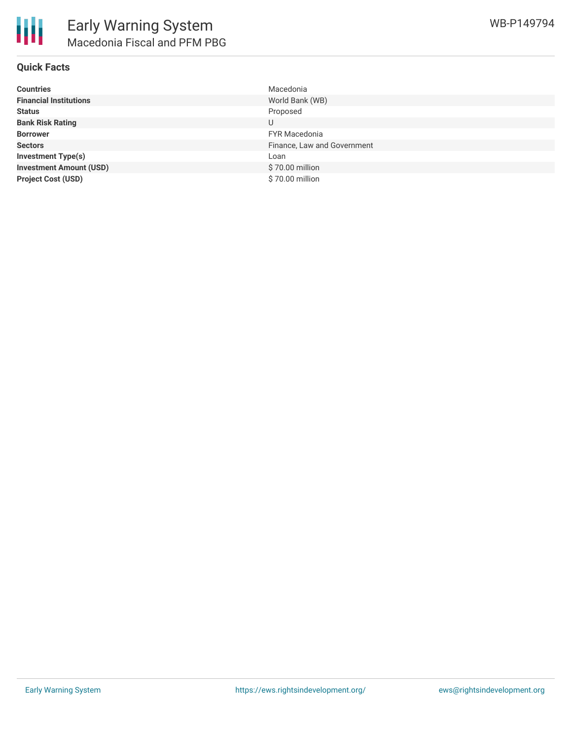# Early Warning System

## Macedonia Fiscal and PFM PBG

WB-P149794

### Quick Facts

| | |
|---|---|
| **Countries** | Macedonia |
| **Financial Institutions** | World Bank (WB) |
| **Status** | Proposed |
| **Bank Risk Rating** | U |
| **Borrower** | FYR Macedonia |
| **Sectors** | Finance, Law and Government |
| **Investment Type(s)** | Loan |
| **Investment Amount (USD)** | $ 70.00 million |
| **Project Cost (USD)** | $ 70.00 million |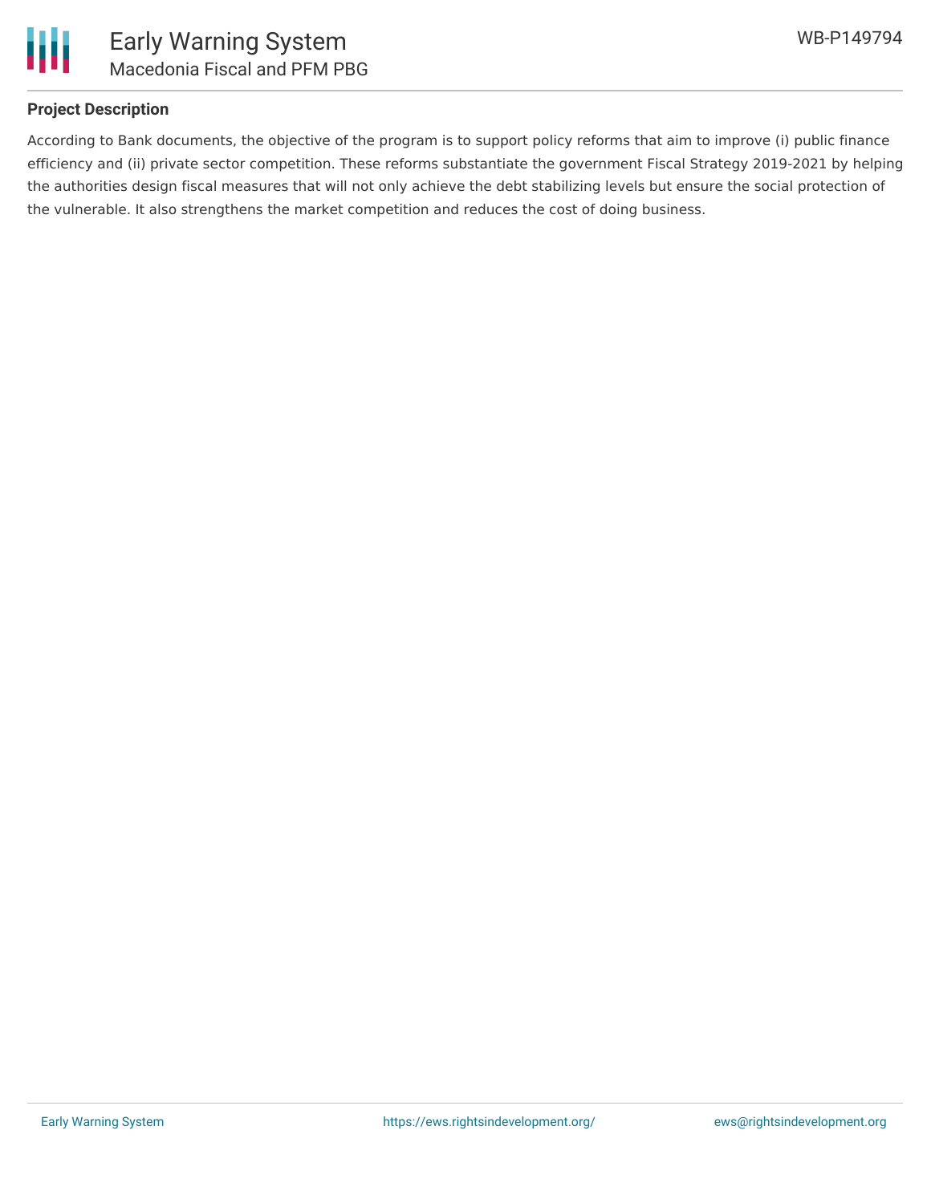## Project Description

According to Bank documents, the objective of the program is to support policy reforms that aim to improve (i) public finance efficiency and (ii) private sector competition. These reforms substantiate the government Fiscal Strategy 2019-2021 by helping the authorities design fiscal measures that will not only achieve the debt stabilizing levels but ensure the social protection of the vulnerable. It also strengthens the market competition and reduces the cost of doing business.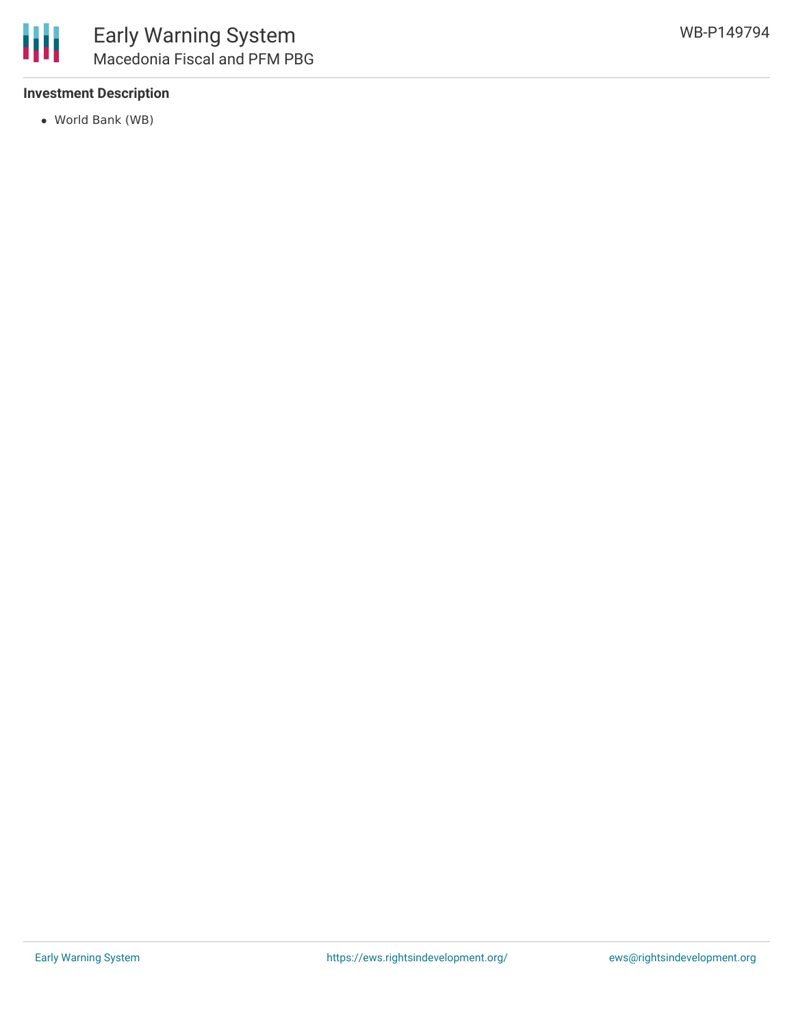### Investment Description

- World Bank (WB)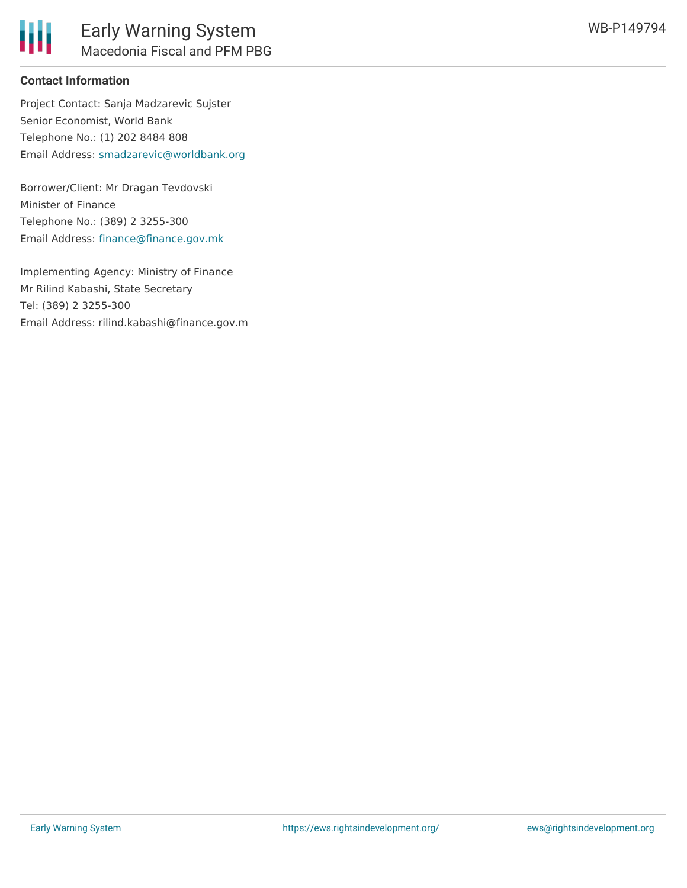**Contact Information**

Project Contact: Sanja Madzarevic Sujster
Senior Economist, World Bank
Telephone No.: (1) 202 8484 808
Email Address: smadzarevic@worldbank.org

Borrower/Client: Mr Dragan Tevdovski
Minister of Finance
Telephone No.: (389) 2 3255-300
Email Address: finance@finance.gov.mk

Implementing Agency: Ministry of Finance
Mr Rilind Kabashi, State Secretary
Tel: (389) 2 3255-300
Email Address: rilind.kabashi@finance.gov.m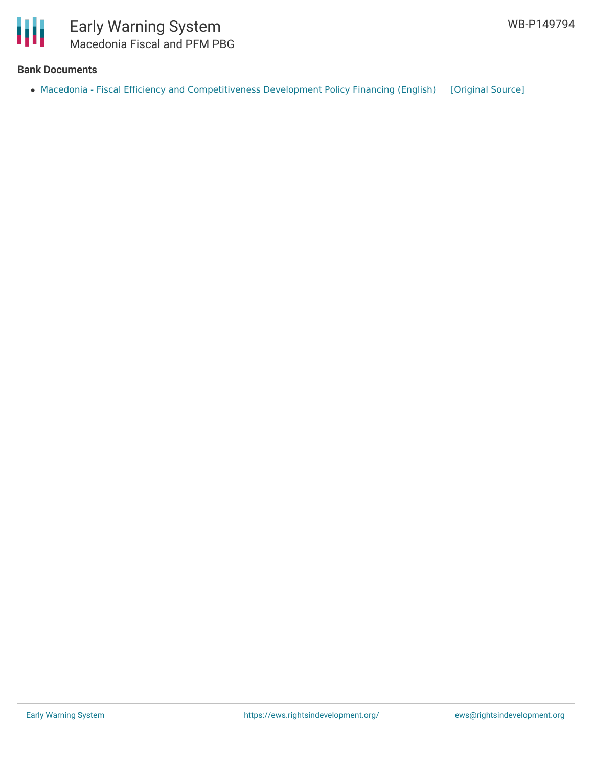**Bank Documents**

- Macedonia - Fiscal Efficiency and Competitiveness Development Policy Financing (English) [Original Source]